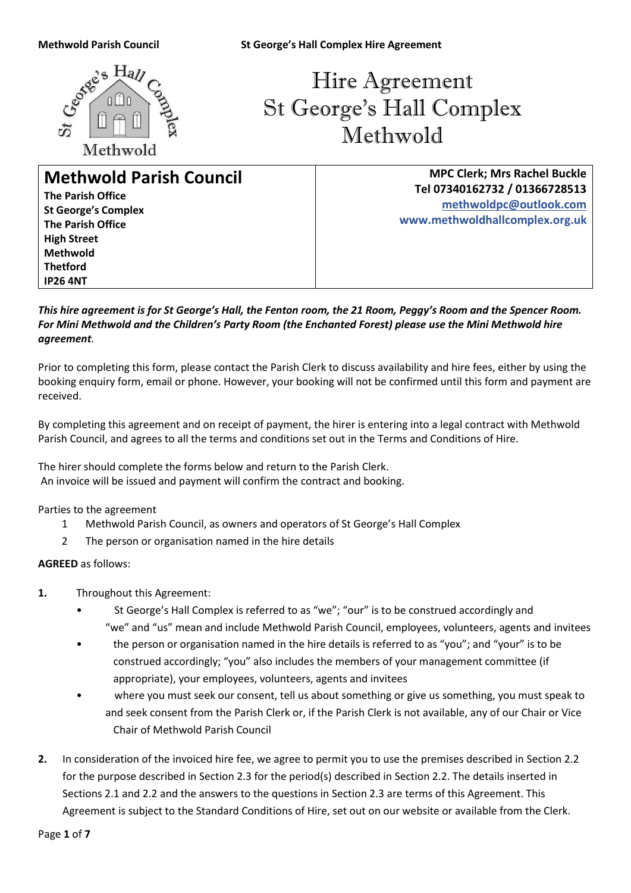# Hire Agreement St George's Hall Complex Methwold

| | |
|---|---|
| **Methwold Parish Council**<br>**The Parish Office**<br>**St George's Complex**<br>**The Parish Office**<br>**High Street**<br>**Methwold**<br>**Thetford**<br>**IP26 4NT** | **MPC Clerk; Mrs Rachel Buckle**<br>**Tel 07340162732 / 01366728513**<br>**methwoldpc@outlook.com**<br>**www.methwoldhallcomplex.org.uk** |

***This hire agreement is for St George's Hall, the Fenton room, the 21 Room, Peggy's Room and the Spencer Room. For Mini Methwold and the Children's Party Room (the Enchanted Forest) please use the Mini Methwold hire agreement.***

Prior to completing this form, please contact the Parish Clerk to discuss availability and hire fees, either by using the booking enquiry form, email or phone. However, your booking will not be confirmed until this form and payment are received.

By completing this agreement and on receipt of payment, the hirer is entering into a legal contract with Methwold Parish Council, and agrees to all the terms and conditions set out in the Terms and Conditions of Hire.

The hirer should complete the forms below and return to the Parish Clerk.
An invoice will be issued and payment will confirm the contract and booking.

Parties to the agreement

1. Methwold Parish Council, as owners and operators of St George's Hall Complex
2. The person or organisation named in the hire details

**AGREED** as follows:

**1.** Throughout this Agreement:

- St George's Hall Complex is referred to as "we"; "our" is to be construed accordingly and "we" and "us" mean and include Methwold Parish Council, employees, volunteers, agents and invitees
- the person or organisation named in the hire details is referred to as "you"; and "your" is to be construed accordingly; "you" also includes the members of your management committee (if appropriate), your employees, volunteers, agents and invitees
- where you must seek our consent, tell us about something or give us something, you must speak to and seek consent from the Parish Clerk or, if the Parish Clerk is not available, any of our Chair or Vice Chair of Methwold Parish Council

**2.** In consideration of the invoiced hire fee, we agree to permit you to use the premises described in Section 2.2 for the purpose described in Section 2.3 for the period(s) described in Section 2.2. The details inserted in Sections 2.1 and 2.2 and the answers to the questions in Section 2.3 are terms of this Agreement. This Agreement is subject to the Standard Conditions of Hire, set out on our website or available from the Clerk.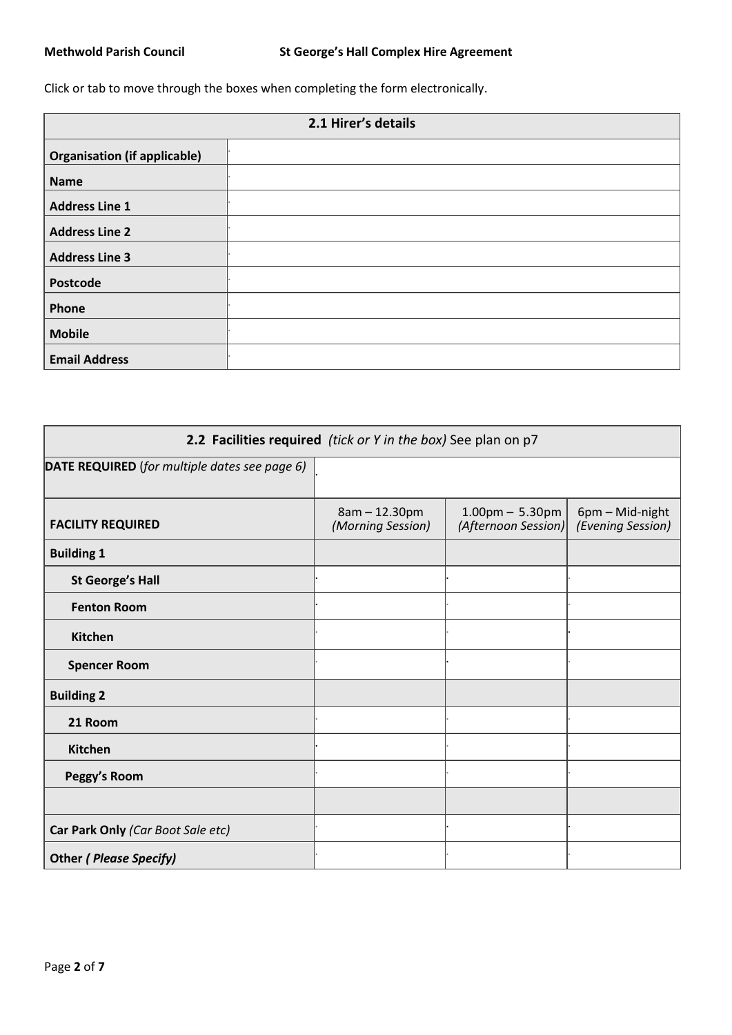Click or tab to move through the boxes when completing the form electronically.

| 2.1 Hirer's details | |
|---|---|
| **Organisation (if applicable)** | |
| **Name** | |
| **Address Line 1** | |
| **Address Line 2** | |
| **Address Line 3** | |
| **Postcode** | |
| **Phone** | |
| **Mobile** | |
| **Email Address** | |

| **2.2 Facilities required** *(tick or Y in the box)* See plan on p7 | | | |
|---|---|---|---|
| **DATE REQUIRED** (*for multiple dates see page 6*) | | | |
| **FACILITY REQUIRED** | 8am – 12.30pm *(Morning Session)* | 1.00pm – 5.30pm *(Afternoon Session)* | 6pm – Mid-night *(Evening Session)* |
| **Building 1** | | | |
| **St George's Hall** | | | |
| **Fenton Room** | | | |
| **Kitchen** | | | |
| **Spencer Room** | | | |
| **Building 2** | | | |
| **21 Room** | | | |
| **Kitchen** | | | |
| **Peggy's Room** | | | |
| | | | |
| **Car Park Only** *(Car Boot Sale etc)* | | | |
| **Other *( Please Specify)*** | | | |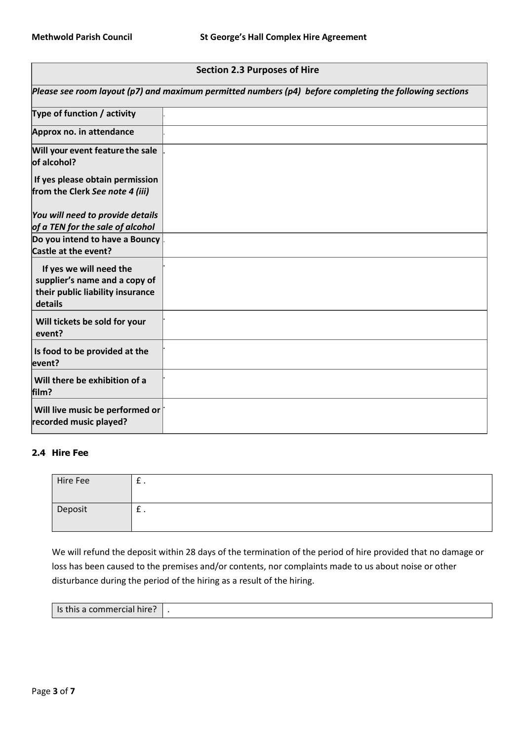| Section 2.3 Purposes of Hire | |
|---|---|
| *Please see room layout (p7) and maximum permitted numbers (p4) before completing the following sections* | |
| **Type of function / activity** | . |
| **Approx no. in attendance** | . |
| **Will your event feature the sale of alcohol?** **If yes please obtain permission from the Clerk** ***See note 4 (iii)*** ***You will need to provide details of a TEN for the sale of alcohol*** | . |
| **Do you intend to have a Bouncy Castle at the event?** | . |
| **If yes we will need the supplier's name and a copy of their public liability insurance details** | . |
| **Will tickets be sold for your event?** | . |
| **Is food to be provided at the event?** | . |
| **Will there be exhibition of a film?** | . |
| **Will live music be performed or recorded music played?** | . |

### 2.4 Hire Fee

| | |
|---|---|
| Hire Fee | £ . |
| Deposit | £ . |

We will refund the deposit within 28 days of the termination of the period of hire provided that no damage or loss has been caused to the premises and/or contents, nor complaints made to us about noise or other disturbance during the period of the hiring as a result of the hiring.

| | |
|---|---|
| Is this a commercial hire? | . |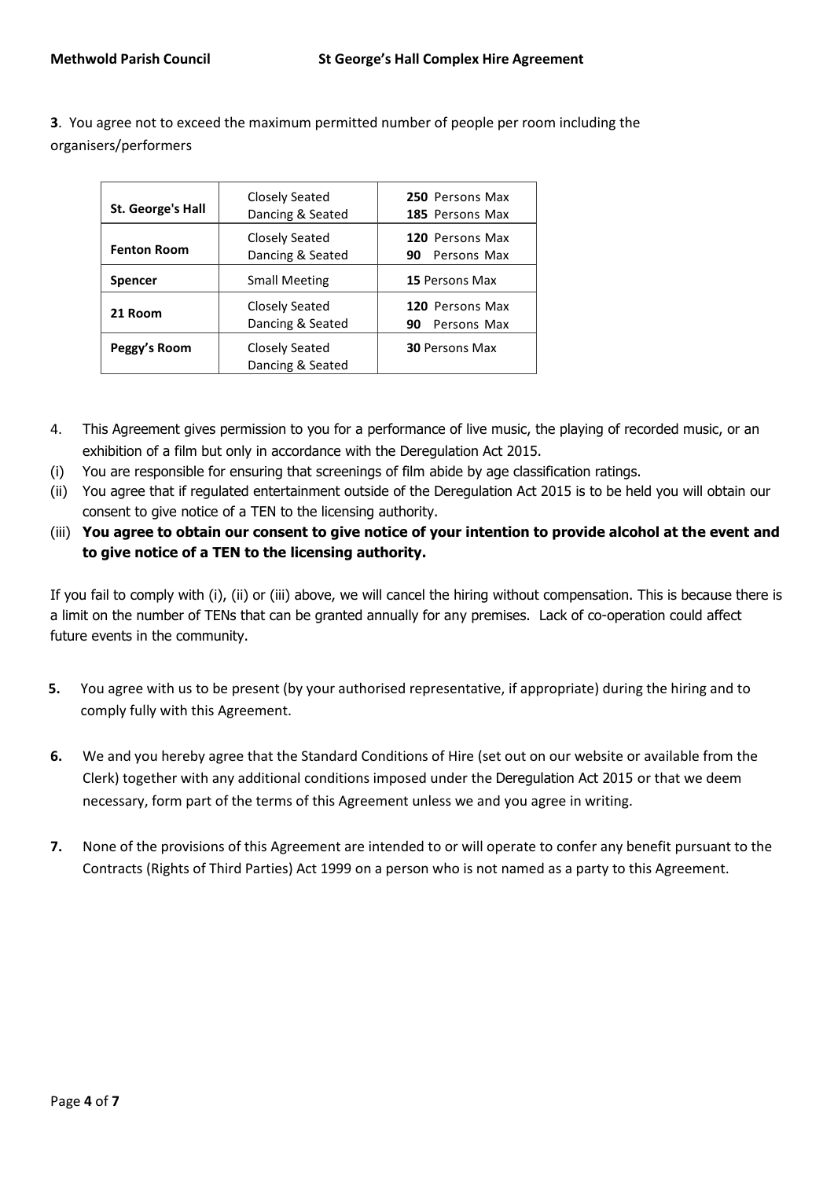**3**. You agree not to exceed the maximum permitted number of people per room including the organisers/performers

| | | |
|---|---|---|
| **St. George's Hall** | Closely Seated<br>Dancing & Seated | **250** Persons Max<br>**185** Persons Max |
| **Fenton Room** | Closely Seated<br>Dancing & Seated | **120** Persons Max<br>**90** Persons Max |
| **Spencer** | Small Meeting | **15** Persons Max |
| **21 Room** | Closely Seated<br>Dancing & Seated | **120** Persons Max<br>**90** Persons Max |
| **Peggy's Room** | Closely Seated<br>Dancing & Seated | **30** Persons Max |

4. This Agreement gives permission to you for a performance of live music, the playing of recorded music, or an exhibition of a film but only in accordance with the Deregulation Act 2015.

(i) You are responsible for ensuring that screenings of film abide by age classification ratings.

(ii) You agree that if regulated entertainment outside of the Deregulation Act 2015 is to be held you will obtain our consent to give notice of a TEN to the licensing authority.

(iii) **You agree to obtain our consent to give notice of your intention to provide alcohol at the event and to give notice of a TEN to the licensing authority.**

If you fail to comply with (i), (ii) or (iii) above, we will cancel the hiring without compensation. This is because there is a limit on the number of TENs that can be granted annually for any premises. Lack of co-operation could affect future events in the community.

**5.** You agree with us to be present (by your authorised representative, if appropriate) during the hiring and to comply fully with this Agreement.

**6.** We and you hereby agree that the Standard Conditions of Hire (set out on our website or available from the Clerk) together with any additional conditions imposed under the Deregulation Act 2015 or that we deem necessary, form part of the terms of this Agreement unless we and you agree in writing.

**7.** None of the provisions of this Agreement are intended to or will operate to confer any benefit pursuant to the Contracts (Rights of Third Parties) Act 1999 on a person who is not named as a party to this Agreement.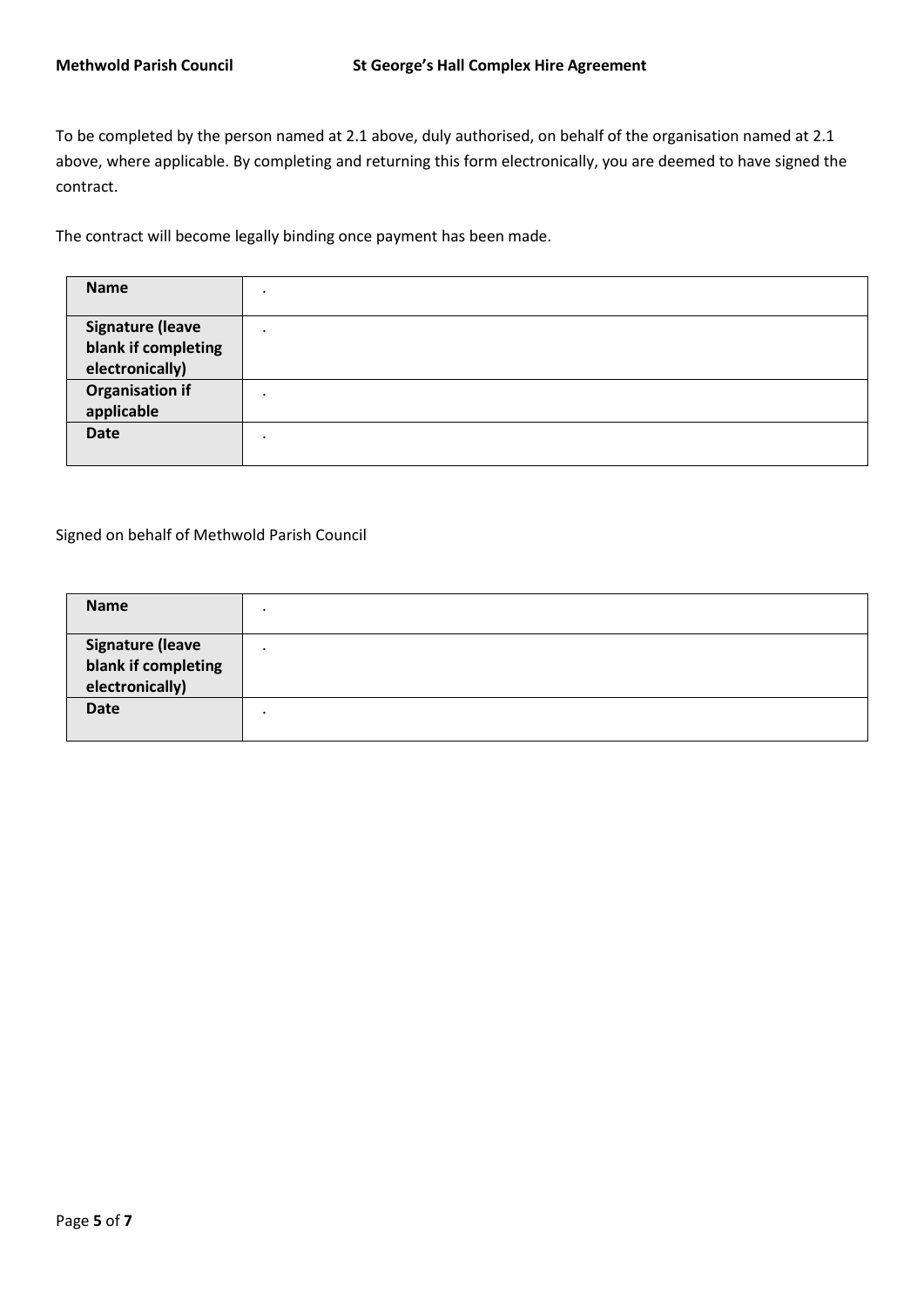To be completed by the person named at 2.1 above, duly authorised, on behalf of the organisation named at 2.1 above, where applicable. By completing and returning this form electronically, you are deemed to have signed the contract.

The contract will become legally binding once payment has been made.

| | |
|---|---|
| **Name** | . |
| **Signature (leave blank if completing electronically)** | . |
| **Organisation if applicable** | . |
| **Date** | . |

Signed on behalf of Methwold Parish Council

| | |
|---|---|
| **Name** | . |
| **Signature (leave blank if completing electronically)** | . |
| **Date** | . |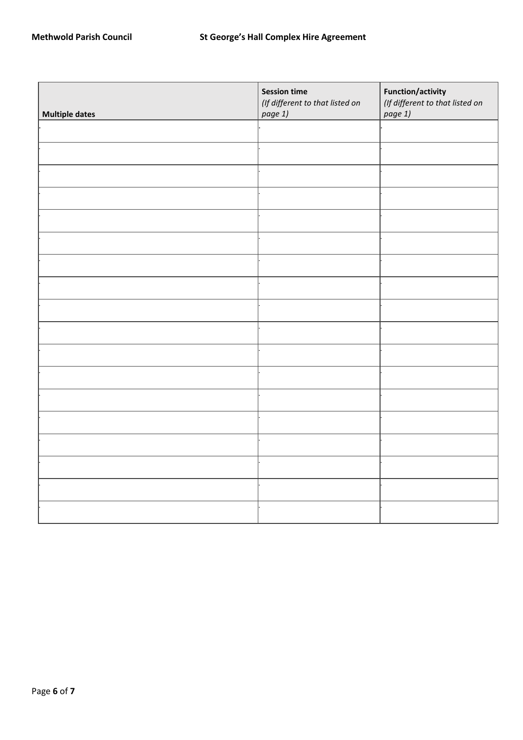| Multiple dates | Session time *(If different to that listed on page 1)* | Function/activity *(If different to that listed on page 1)* |
|---|---|---|
| . | . | . |
| . | . | . |
| . | . | . |
| . | . | . |
| . | . | . |
| . | . | . |
| . | . | . |
| . | . | . |
| . | . | . |
| . | . | . |
| . | . | . |
| . | . | . |
| . | . | . |
| . | . | . |
| . | . | . |
| . | . | . |
| . | . | . |
| . | . | . |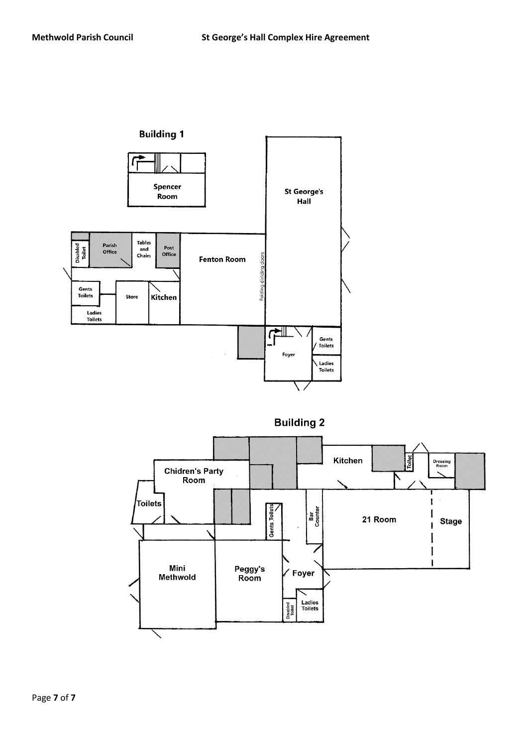Building 1

Spencer Room

St George's Hall

Disabled Toilet

Parish Office

Tables and Chairs

Post Office

Fenton Room

Folding dividing doors

Gents Toilets

Store

Kitchen

Ladies Toilets

Gents Toilets

Foyer

Ladies Toilets

Building 2

Chidren's Party Room

Kitchen

Toilet

Dressing Room

Toilets

Gents Toilets

Bar Counter

21 Room

Stage

Mini Methwold

Peggy's Room

Foyer

Disabled Toilet

Ladies Toilets